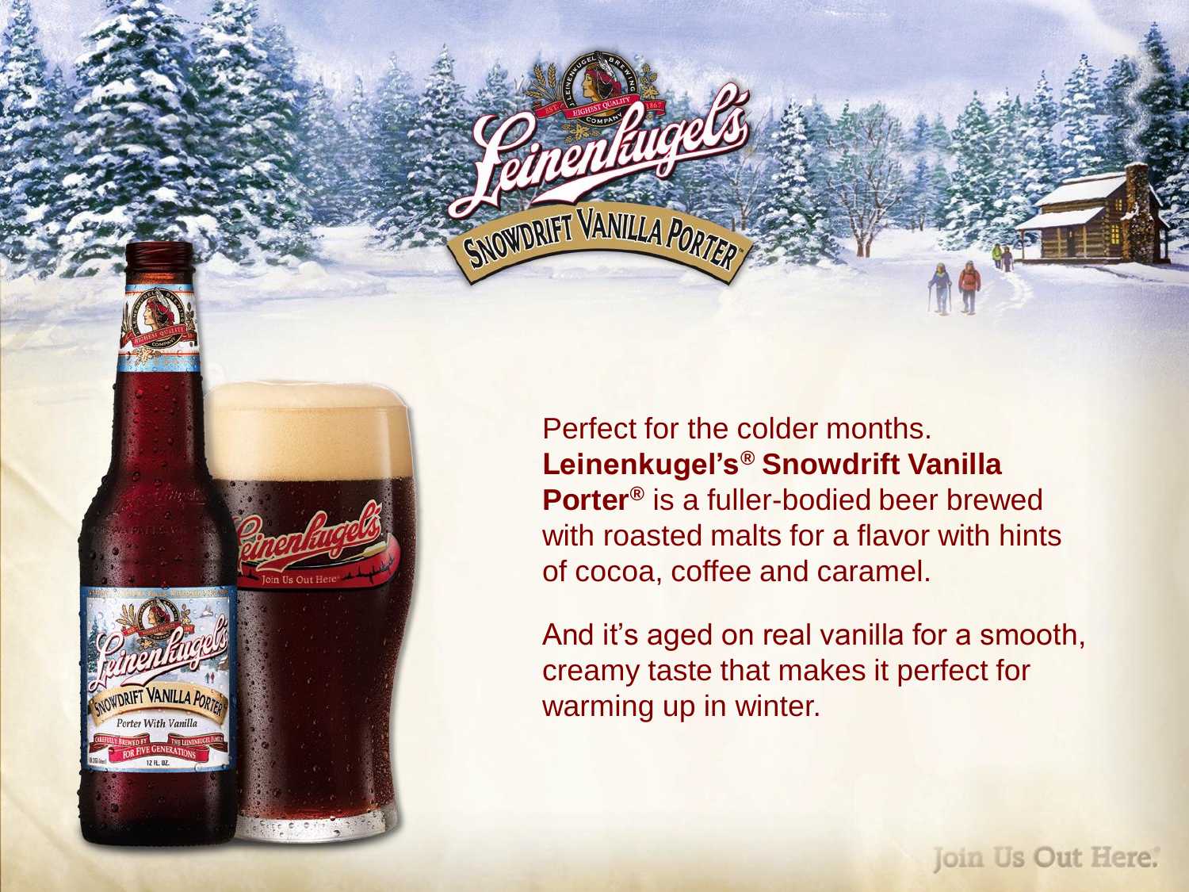Perfect for the colder months. **Leinenkugel's® Snowdrift Vanilla Porter®** is a fuller-bodied beer brewed with roasted malts for a flavor with hints of cocoa, coffee and caramel.

And it's aged on real vanilla for a smooth, creamy taste that makes it perfect for warming up in winter.

Join Us Out Here.®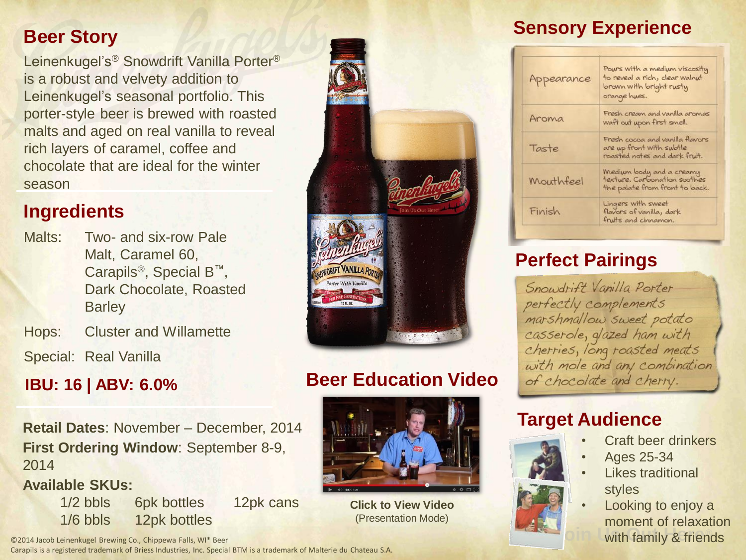## Beer Story

Leinenkugel's® Snowdrift Vanilla Porter® is a robust and velvety addition to Leinenkugel's seasonal portfolio. This porter-style beer is brewed with roasted malts and aged on real vanilla to reveal rich layers of caramel, coffee and chocolate that are ideal for the winter season

## Ingredients

| | |
|---|---|
| Malts: | Two- and six-row Pale Malt, Caramel 60, Carapils®, Special B™, Dark Chocolate, Roasted Barley |
| Hops: | Cluster and Willamette |
| Special: | Real Vanilla |

**IBU: 16 | ABV: 6.0%**

**Retail Dates**: November – December, 2014

**First Ordering Window**: September 8-9, 2014

**Available SKUs:**

| | | |
|---|---|---|
| 1/2 bbls | 6pk bottles | 12pk cans |
| 1/6 bbls | 12pk bottles | |

## Beer Education Video

**Click to View Video**
(Presentation Mode)

## Sensory Experience

| | |
|---|---|
| Appearance | Pours with a medium viscosity to reveal a rich, clear walnut brown with bright rusty orange hues. |
| Aroma | Fresh cream and vanilla aromas waft out upon first smell. |
| Taste | Fresh cocoa and vanilla flavors are up front with subtle roasted notes and dark fruit. |
| Mouthfeel | Medium body and a creamy texture. Carbonation soothes the palate from front to back. |
| Finish | Lingers with sweet flavors of vanilla, dark fruits and cinnamon. |

## Perfect Pairings

Snowdrift Vanilla Porter perfectly complements marshmallow sweet potato casserole, glazed ham with cherries, long roasted meats with mole and any combination of chocolate and cherry.

## Target Audience

- Craft beer drinkers
- Ages 25-34
- Likes traditional styles
- Looking to enjoy a moment of relaxation with family & friends

©2014 Jacob Leinenkugel Brewing Co., Chippewa Falls, WI* Beer
Carapils is a registered trademark of Briess Industries, Inc. Special BTM is a trademark of Malterie du Chateau S.A.